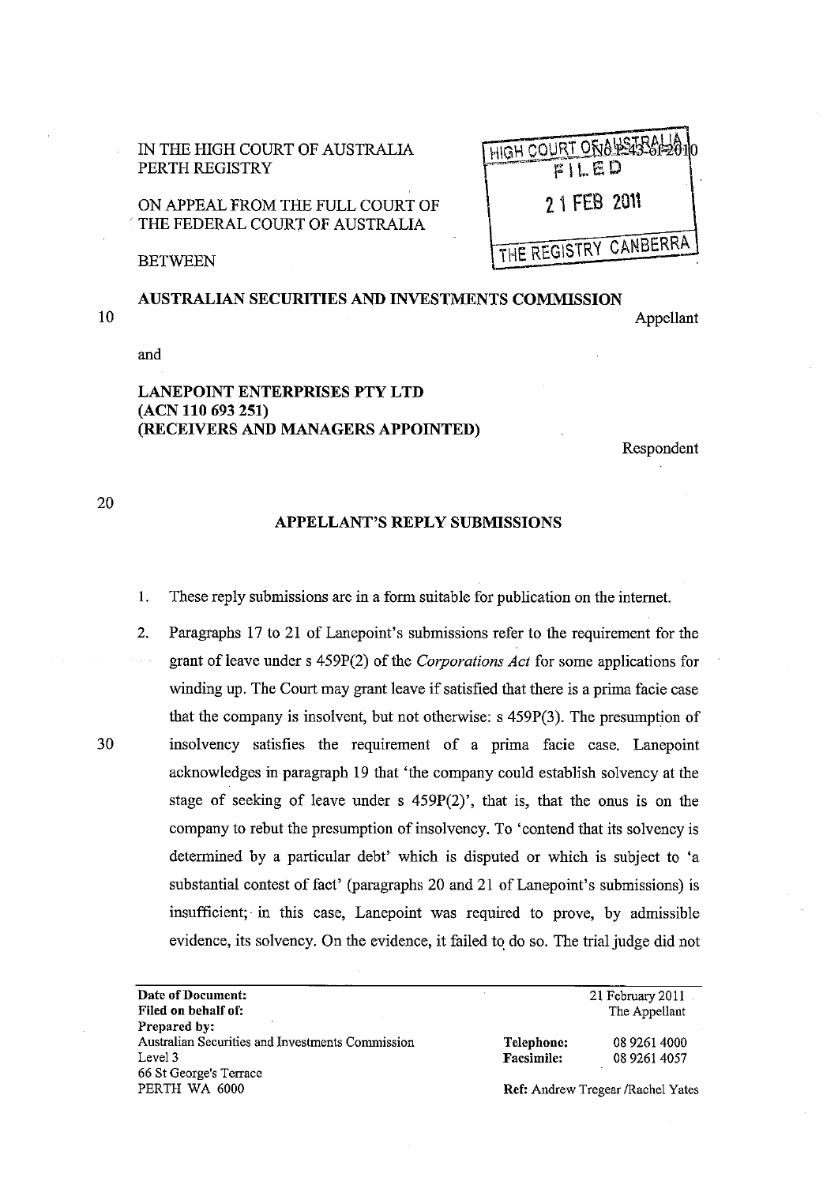IN THE HIGH COURT OF AUSTRALIA
PERTH REGISTRY

ON APPEAL FROM THE FULL COURT OF THE FEDERAL COURT OF AUSTRALIA

HIGH COURT OF AUSTRALIA No P43 of 2010
FILED
21 FEB 2011
THE REGISTRY CANBERRA

BETWEEN

**AUSTRALIAN SECURITIES AND INVESTMENTS COMMISSION**

Appellant

and

**LANEPOINT ENTERPRISES PTY LTD**
**(ACN 110 693 251)**
**(RECEIVERS AND MANAGERS APPOINTED)**

Respondent

## APPELLANT'S REPLY SUBMISSIONS

1. These reply submissions are in a form suitable for publication on the internet.

2. Paragraphs 17 to 21 of Lanepoint's submissions refer to the requirement for the grant of leave under s 459P(2) of the *Corporations Act* for some applications for winding up. The Court may grant leave if satisfied that there is a prima facie case that the company is insolvent, but not otherwise: s 459P(3). The presumption of insolvency satisfies the requirement of a prima facie case. Lanepoint acknowledges in paragraph 19 that 'the company could establish solvency at the stage of seeking of leave under s 459P(2)', that is, that the onus is on the company to rebut the presumption of insolvency. To 'contend that its solvency is determined by a particular debt' which is disputed or which is subject to 'a substantial contest of fact' (paragraphs 20 and 21 of Lanepoint's submissions) is insufficient; in this case, Lanepoint was required to prove, by admissible evidence, its solvency. On the evidence, it failed to do so. The trial judge did not

| | | |
|---|---|---|
| **Date of Document:** | | 21 February 2011 |
| **Filed on behalf of:** | | The Appellant |
| **Prepared by:** | | |
| Australian Securities and Investments Commission | **Telephone:** | 08 9261 4000 |
| Level 3 | **Facsimile:** | 08 9261 4057 |
| 66 St George's Terrace | | |
| PERTH WA 6000 | **Ref:** Andrew Tregear /Rachel Yates | |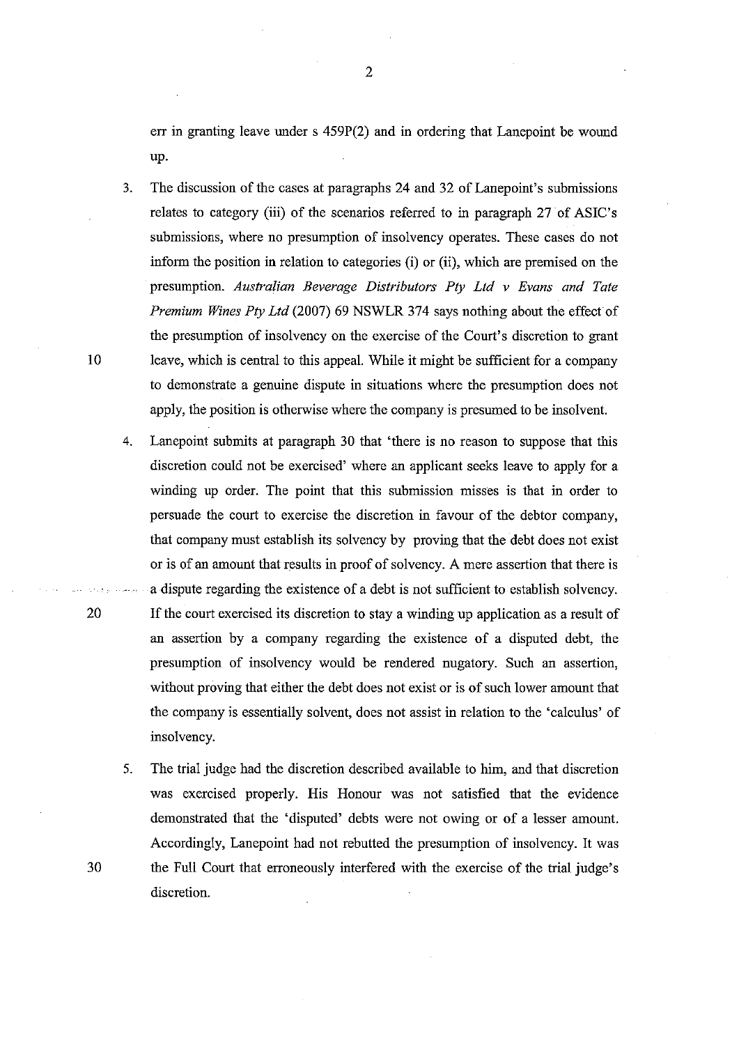err in granting leave under s 459P(2) and in ordering that Lanepoint be wound up.

3. The discussion of the cases at paragraphs 24 and 32 of Lanepoint's submissions relates to category (iii) of the scenarios referred to in paragraph 27 of ASIC's submissions, where no presumption of insolvency operates. These cases do not inform the position in relation to categories (i) or (ii), which are premised on the presumption. *Australian Beverage Distributors Pty Ltd v Evans and Tate Premium Wines Pty Ltd* (2007) 69 NSWLR 374 says nothing about the effect of the presumption of insolvency on the exercise of the Court's discretion to grant leave, which is central to this appeal. While it might be sufficient for a company to demonstrate a genuine dispute in situations where the presumption does not apply, the position is otherwise where the company is presumed to be insolvent.

4. Lanepoint submits at paragraph 30 that 'there is no reason to suppose that this discretion could not be exercised' where an applicant seeks leave to apply for a winding up order. The point that this submission misses is that in order to persuade the court to exercise the discretion in favour of the debtor company, that company must establish its solvency by proving that the debt does not exist or is of an amount that results in proof of solvency. A mere assertion that there is a dispute regarding the existence of a debt is not sufficient to establish solvency. If the court exercised its discretion to stay a winding up application as a result of an assertion by a company regarding the existence of a disputed debt, the presumption of insolvency would be rendered nugatory. Such an assertion, without proving that either the debt does not exist or is of such lower amount that the company is essentially solvent, does not assist in relation to the 'calculus' of insolvency.

5. The trial judge had the discretion described available to him, and that discretion was exercised properly. His Honour was not satisfied that the evidence demonstrated that the 'disputed' debts were not owing or of a lesser amount. Accordingly, Lanepoint had not rebutted the presumption of insolvency. It was the Full Court that erroneously interfered with the exercise of the trial judge's discretion.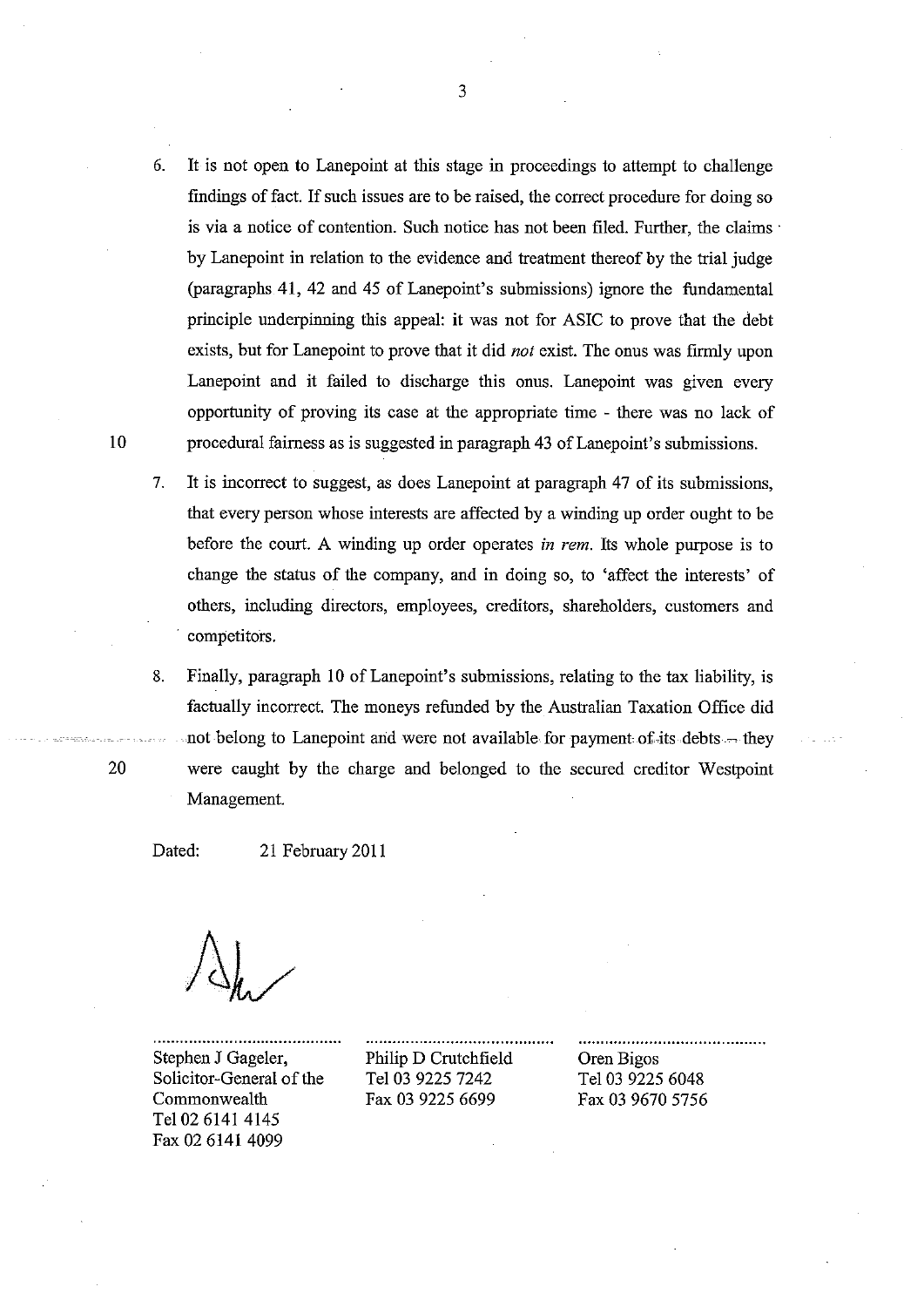6. It is not open to Lanepoint at this stage in proceedings to attempt to challenge findings of fact. If such issues are to be raised, the correct procedure for doing so is via a notice of contention. Such notice has not been filed. Further, the claims by Lanepoint in relation to the evidence and treatment thereof by the trial judge (paragraphs 41, 42 and 45 of Lanepoint's submissions) ignore the fundamental principle underpinning this appeal: it was not for ASIC to prove that the debt exists, but for Lanepoint to prove that it did *not* exist. The onus was firmly upon Lanepoint and it failed to discharge this onus. Lanepoint was given every opportunity of proving its case at the appropriate time - there was no lack of procedural fairness as is suggested in paragraph 43 of Lanepoint's submissions.

7. It is incorrect to suggest, as does Lanepoint at paragraph 47 of its submissions, that every person whose interests are affected by a winding up order ought to be before the court. A winding up order operates *in rem*. Its whole purpose is to change the status of the company, and in doing so, to 'affect the interests' of others, including directors, employees, creditors, shareholders, customers and competitors.

8. Finally, paragraph 10 of Lanepoint's submissions, relating to the tax liability, is factually incorrect. The moneys refunded by the Australian Taxation Office did not belong to Lanepoint and were not available for payment of its debts – they were caught by the charge and belonged to the secured creditor Westpoint Management.

Dated: 21 February 2011

| | | |
|---|---|---|
| Stephen J Gageler, Solicitor-General of the Commonwealth<br>Tel 02 6141 4145<br>Fax 02 6141 4099 | Philip D Crutchfield<br>Tel 03 9225 7242<br>Fax 03 9225 6699 | Oren Bigos<br>Tel 03 9225 6048<br>Fax 03 9670 5756 |